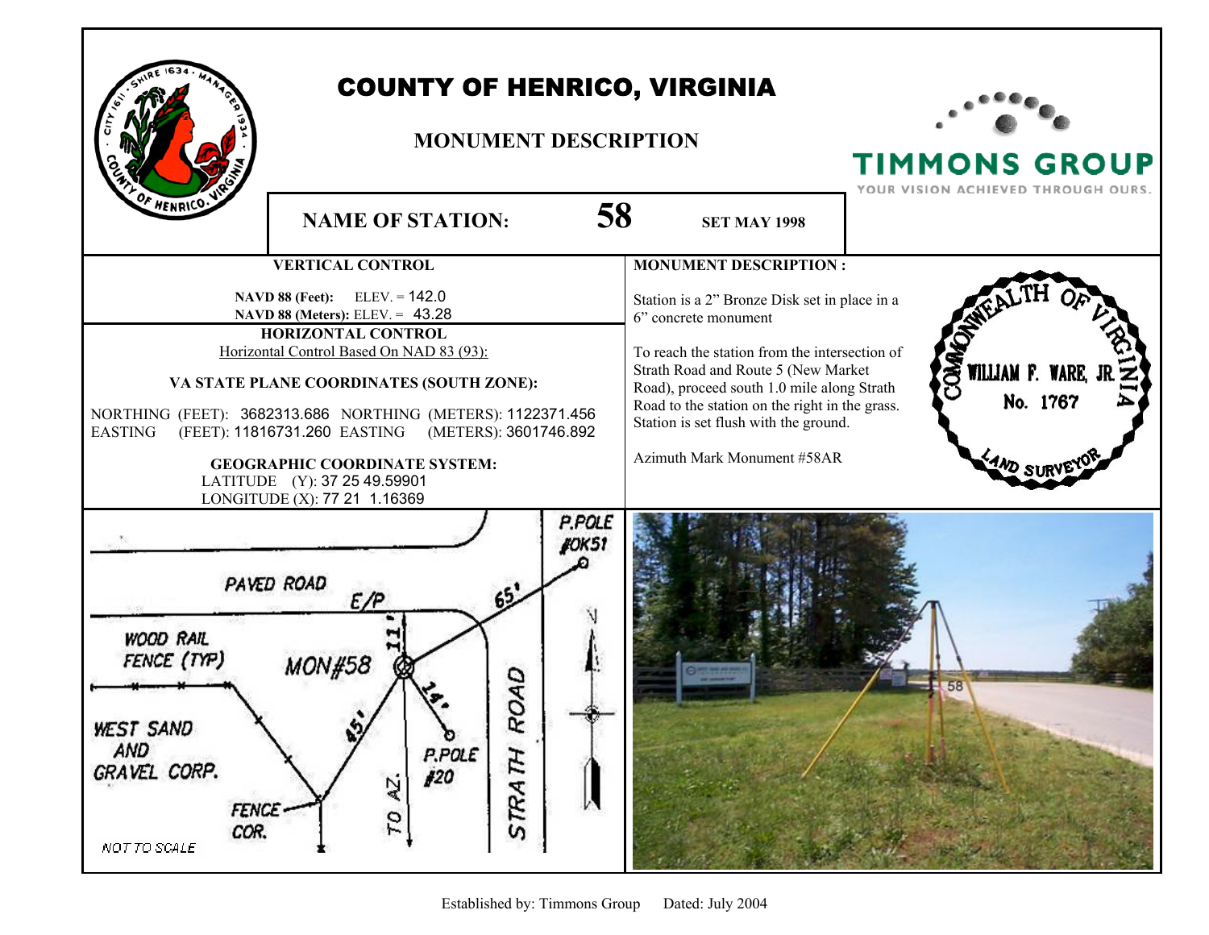# COUNTY OF HENRICO, VIRGINIA

## MONUMENT DESCRIPTION

TIMMONS GROUP
YOUR VISION ACHIEVED THROUGH OURS.

**NAME OF STATION:** **58** **SET MAY 1998**

### VERTICAL CONTROL

**NAVD 88 (Feet):** ELEV. = 142.0
**NAVD 88 (Meters):** ELEV. = 43.28

### HORIZONTAL CONTROL

Horizontal Control Based On NAD 83 (93):

**VA STATE PLANE COORDINATES (SOUTH ZONE):**

NORTHING (FEET): 3682313.686 NORTHING (METERS): 1122371.456
EASTING (FEET): 11816731.260 EASTING (METERS): 3601746.892

**GEOGRAPHIC COORDINATE SYSTEM:**
LATITUDE (Y): 37 25 49.59901
LONGITUDE (X): 77 21 1.16369

### MONUMENT DESCRIPTION :

Station is a 2" Bronze Disk set in place in a 6" concrete monument

To reach the station from the intersection of Strath Road and Route 5 (New Market Road), proceed south 1.0 mile along Strath Road to the station on the right in the grass. Station is set flush with the ground.

Azimuth Mark Monument #58AR

COMMONWEALTH OF VIRGINIA
WILLIAM F. WARE, JR.
No. 1767
LAND SURVEYOR

P.POLE #OK51
PAVED ROAD
E/P
65'
11'
WOOD RAIL FENCE (TYP)
MON#58
14'
45'
WEST SAND AND GRAVEL CORP.
P.POLE #20
STRATH ROAD
FENCE COR.
TO AZ.
NOT TO SCALE

Established by: Timmons Group Dated: July 2004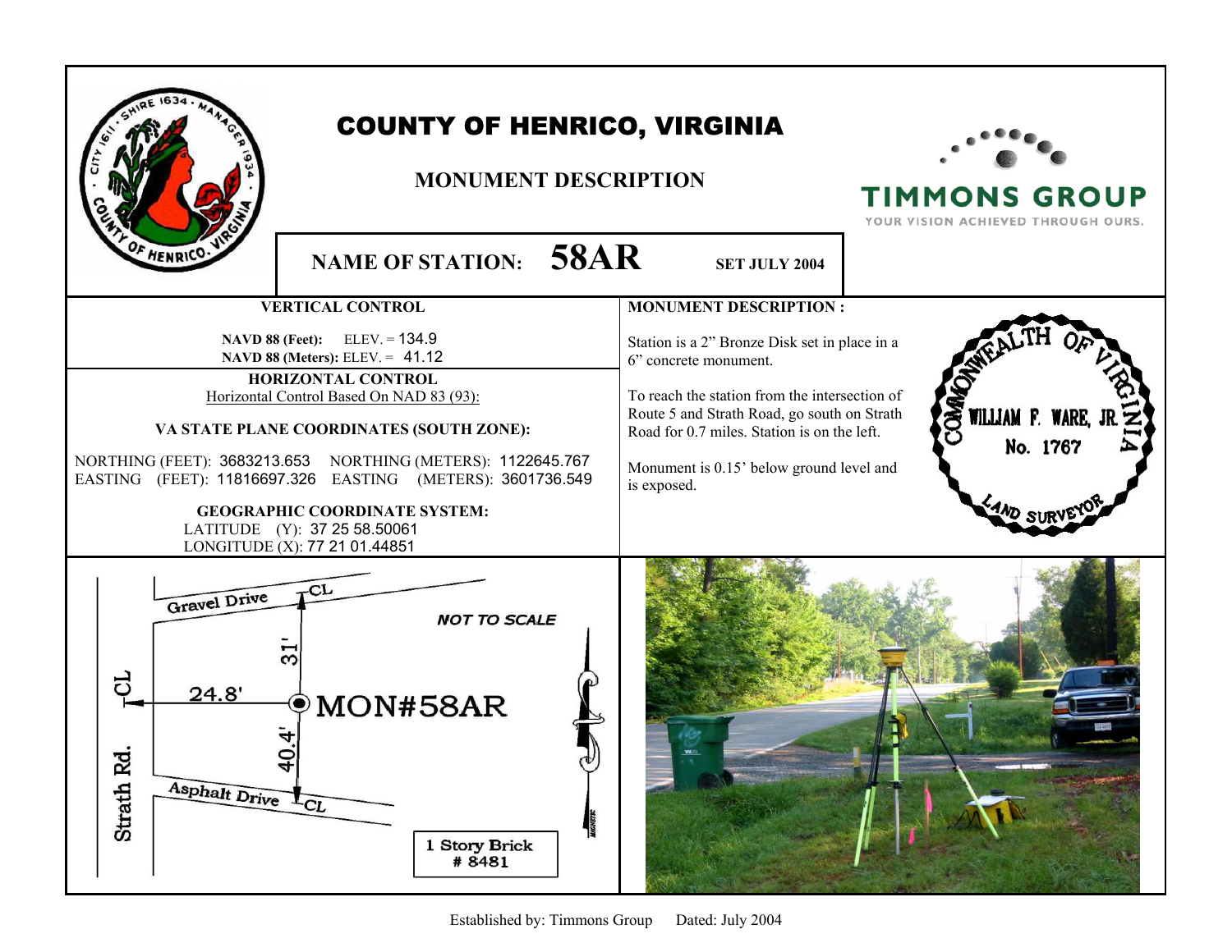# COUNTY OF HENRICO, VIRGINIA

## MONUMENT DESCRIPTION

TIMMONS GROUP
YOUR VISION ACHIEVED THROUGH OURS.

**NAME OF STATION: 58AR** **SET JULY 2004**

### VERTICAL CONTROL

**NAVD 88 (Feet):** ELEV. = 134.9
**NAVD 88 (Meters):** ELEV. = 41.12

### HORIZONTAL CONTROL

Horizontal Control Based On NAD 83 (93):

**VA STATE PLANE COORDINATES (SOUTH ZONE):**

NORTHING (FEET): 3683213.653 NORTHING (METERS): 1122645.767
EASTING (FEET): 11816697.326 EASTING (METERS): 3601736.549

**GEOGRAPHIC COORDINATE SYSTEM:**

LATITUDE (Y): 37 25 58.50061
LONGITUDE (X): 77 21 01.44851

### MONUMENT DESCRIPTION :

Station is a 2" Bronze Disk set in place in a 6" concrete monument.

To reach the station from the intersection of Route 5 and Strath Road, go south on Strath Road for 0.7 miles. Station is on the left.

Monument is 0.15' below ground level and is exposed.

COMMONWEALTH OF VIRGINIA
WILLIAM F. WARE, JR.
No. 1767
LAND SURVEYOR

Gravel Drive
CL
NOT TO SCALE
31'
CL
24.8'
MON#58AR
40.4'
Strath Rd.
Asphalt Drive
CL
1 Story Brick
# 8481

Established by: Timmons Group Dated: July 2004